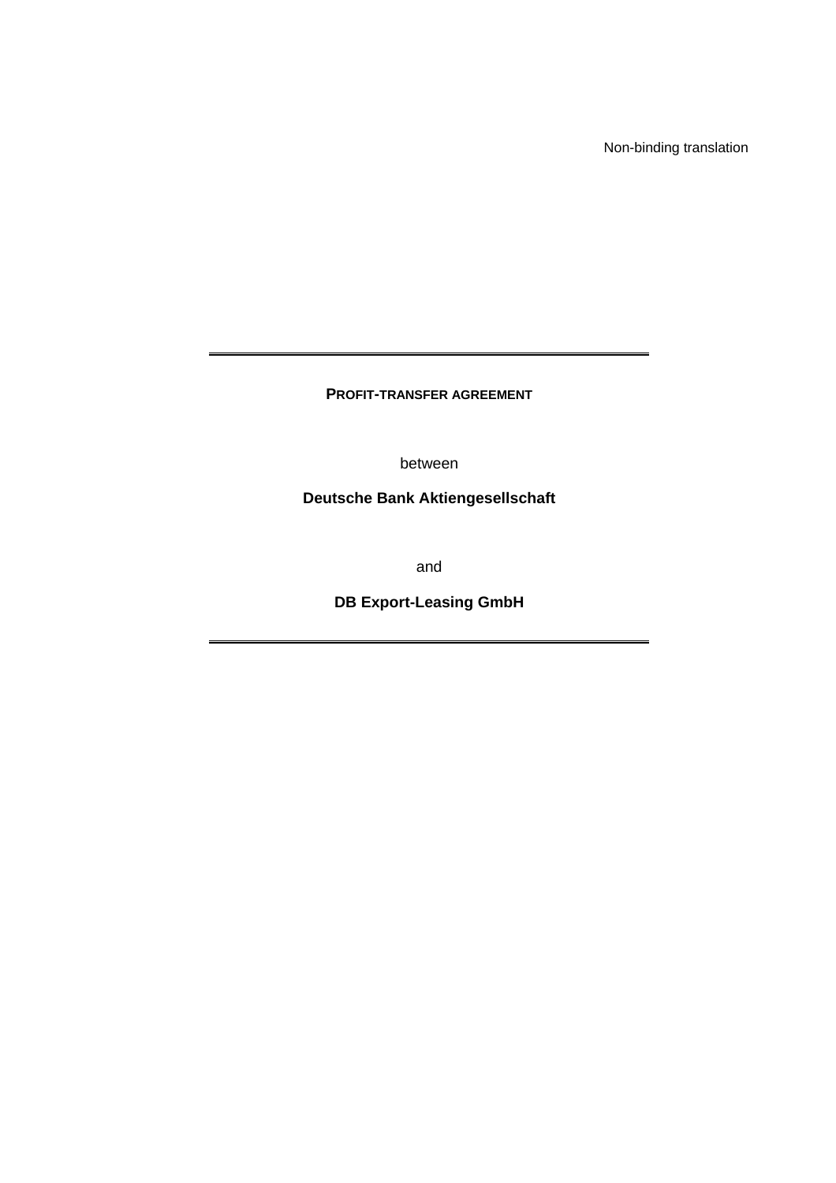Non-binding translation

---

# PROFIT-TRANSFER AGREEMENT

between

**Deutsche Bank Aktiengesellschaft**

and

**DB Export-Leasing GmbH**

---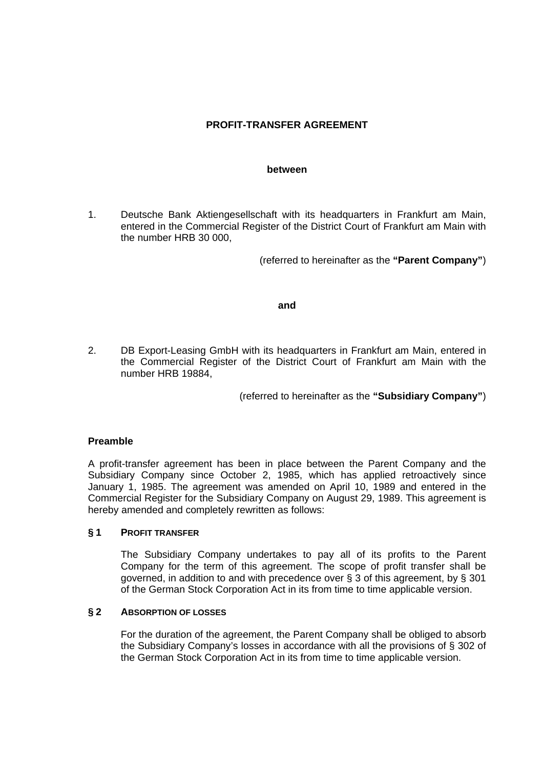**PROFIT-TRANSFER AGREEMENT**

**between**

1. Deutsche Bank Aktiengesellschaft with its headquarters in Frankfurt am Main, entered in the Commercial Register of the District Court of Frankfurt am Main with the number HRB 30 000,

   (referred to hereinafter as the **"Parent Company"**)

**and**

2. DB Export-Leasing GmbH with its headquarters in Frankfurt am Main, entered in the Commercial Register of the District Court of Frankfurt am Main with the number HRB 19884,

   (referred to hereinafter as the **"Subsidiary Company"**)

**Preamble**

A profit-transfer agreement has been in place between the Parent Company and the Subsidiary Company since October 2, 1985, which has applied retroactively since January 1, 1985. The agreement was amended on April 10, 1989 and entered in the Commercial Register for the Subsidiary Company on August 29, 1989. This agreement is hereby amended and completely rewritten as follows:

**§ 1 PROFIT TRANSFER**

The Subsidiary Company undertakes to pay all of its profits to the Parent Company for the term of this agreement. The scope of profit transfer shall be governed, in addition to and with precedence over § 3 of this agreement, by § 301 of the German Stock Corporation Act in its from time to time applicable version.

**§ 2 ABSORPTION OF LOSSES**

For the duration of the agreement, the Parent Company shall be obliged to absorb the Subsidiary Company's losses in accordance with all the provisions of § 302 of the German Stock Corporation Act in its from time to time applicable version.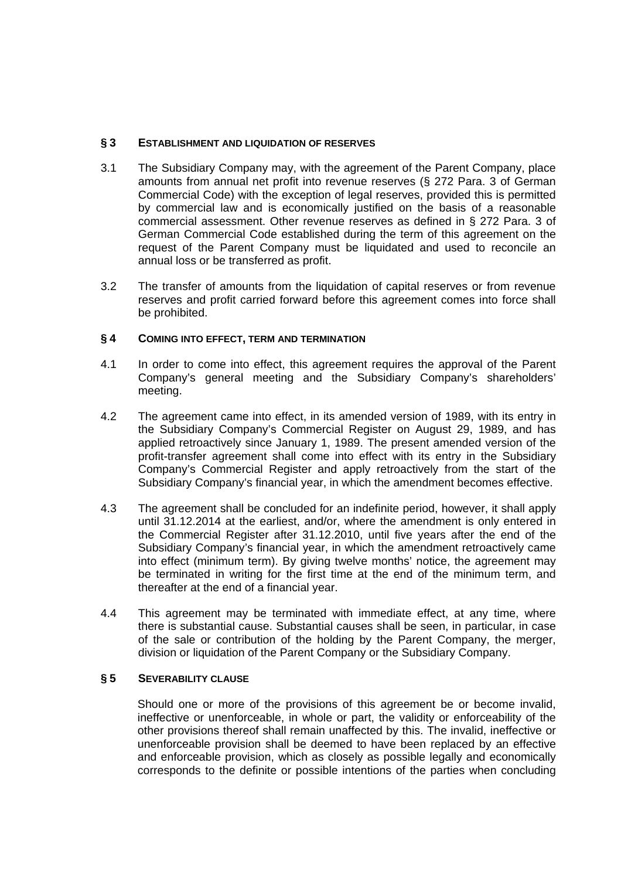### § 3 ESTABLISHMENT AND LIQUIDATION OF RESERVES

3.1 The Subsidiary Company may, with the agreement of the Parent Company, place amounts from annual net profit into revenue reserves (§ 272 Para. 3 of German Commercial Code) with the exception of legal reserves, provided this is permitted by commercial law and is economically justified on the basis of a reasonable commercial assessment. Other revenue reserves as defined in § 272 Para. 3 of German Commercial Code established during the term of this agreement on the request of the Parent Company must be liquidated and used to reconcile an annual loss or be transferred as profit.

3.2 The transfer of amounts from the liquidation of capital reserves or from revenue reserves and profit carried forward before this agreement comes into force shall be prohibited.

### § 4 COMING INTO EFFECT, TERM AND TERMINATION

4.1 In order to come into effect, this agreement requires the approval of the Parent Company's general meeting and the Subsidiary Company's shareholders' meeting.

4.2 The agreement came into effect, in its amended version of 1989, with its entry in the Subsidiary Company's Commercial Register on August 29, 1989, and has applied retroactively since January 1, 1989. The present amended version of the profit-transfer agreement shall come into effect with its entry in the Subsidiary Company's Commercial Register and apply retroactively from the start of the Subsidiary Company's financial year, in which the amendment becomes effective.

4.3 The agreement shall be concluded for an indefinite period, however, it shall apply until 31.12.2014 at the earliest, and/or, where the amendment is only entered in the Commercial Register after 31.12.2010, until five years after the end of the Subsidiary Company's financial year, in which the amendment retroactively came into effect (minimum term). By giving twelve months' notice, the agreement may be terminated in writing for the first time at the end of the minimum term, and thereafter at the end of a financial year.

4.4 This agreement may be terminated with immediate effect, at any time, where there is substantial cause. Substantial causes shall be seen, in particular, in case of the sale or contribution of the holding by the Parent Company, the merger, division or liquidation of the Parent Company or the Subsidiary Company.

### § 5 SEVERABILITY CLAUSE

Should one or more of the provisions of this agreement be or become invalid, ineffective or unenforceable, in whole or part, the validity or enforceability of the other provisions thereof shall remain unaffected by this. The invalid, ineffective or unenforceable provision shall be deemed to have been replaced by an effective and enforceable provision, which as closely as possible legally and economically corresponds to the definite or possible intentions of the parties when concluding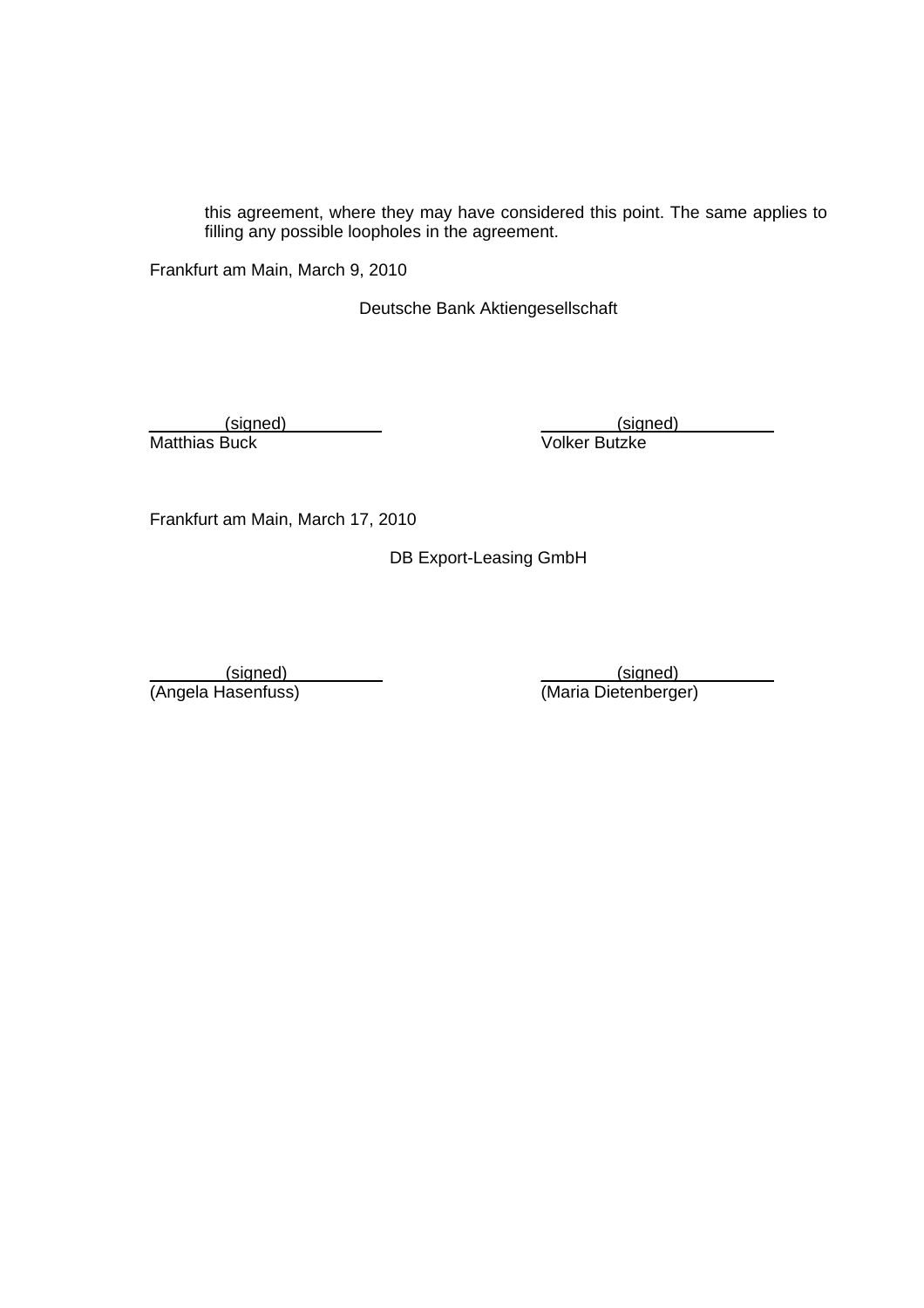this agreement, where they may have considered this point. The same applies to filling any possible loopholes in the agreement.

Frankfurt am Main, March 9, 2010

Deutsche Bank Aktiengesellschaft

| | |
|---|---|
| (signed) | (signed) |
| Matthias Buck | Volker Butzke |

Frankfurt am Main, March 17, 2010

DB Export-Leasing GmbH

| | |
|---|---|
| (signed) | (signed) |
| (Angela Hasenfuss) | (Maria Dietenberger) |